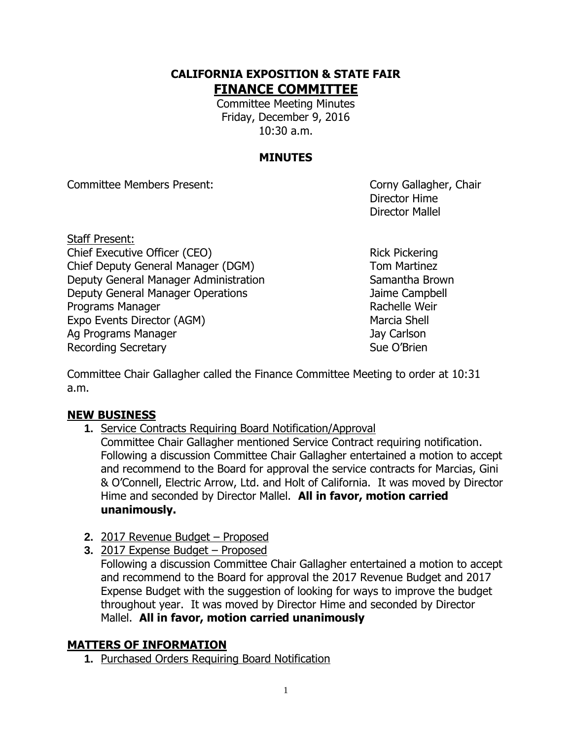# CALIFORNIA EXPOSITION & STATE FAIR

## FINANCE COMMITTEE

Committee Meeting Minutes
Friday, December 9, 2016
10:30 a.m.

### MINUTES

| Committee Members Present: | Corny Gallagher, Chair |
| --- | --- |
| | Director Hime |
| | Director Mallel |

Staff Present:

| | |
| --- | --- |
| Chief Executive Officer (CEO) | Rick Pickering |
| Chief Deputy General Manager (DGM) | Tom Martinez |
| Deputy General Manager Administration | Samantha Brown |
| Deputy General Manager Operations | Jaime Campbell |
| Programs Manager | Rachelle Weir |
| Expo Events Director (AGM) | Marcia Shell |
| Ag Programs Manager | Jay Carlson |
| Recording Secretary | Sue O'Brien |

Committee Chair Gallagher called the Finance Committee Meeting to order at 10:31 a.m.

## NEW BUSINESS

1. Service Contracts Requiring Board Notification/Approval
   Committee Chair Gallagher mentioned Service Contract requiring notification. Following a discussion Committee Chair Gallagher entertained a motion to accept and recommend to the Board for approval the service contracts for Marcias, Gini & O'Connell, Electric Arrow, Ltd. and Holt of California. It was moved by Director Hime and seconded by Director Mallel. **All in favor, motion carried unanimously.**

2. 2017 Revenue Budget – Proposed
3. 2017 Expense Budget – Proposed
   Following a discussion Committee Chair Gallagher entertained a motion to accept and recommend to the Board for approval the 2017 Revenue Budget and 2017 Expense Budget with the suggestion of looking for ways to improve the budget throughout year. It was moved by Director Hime and seconded by Director Mallel. **All in favor, motion carried unanimously**

## MATTERS OF INFORMATION

1. Purchased Orders Requiring Board Notification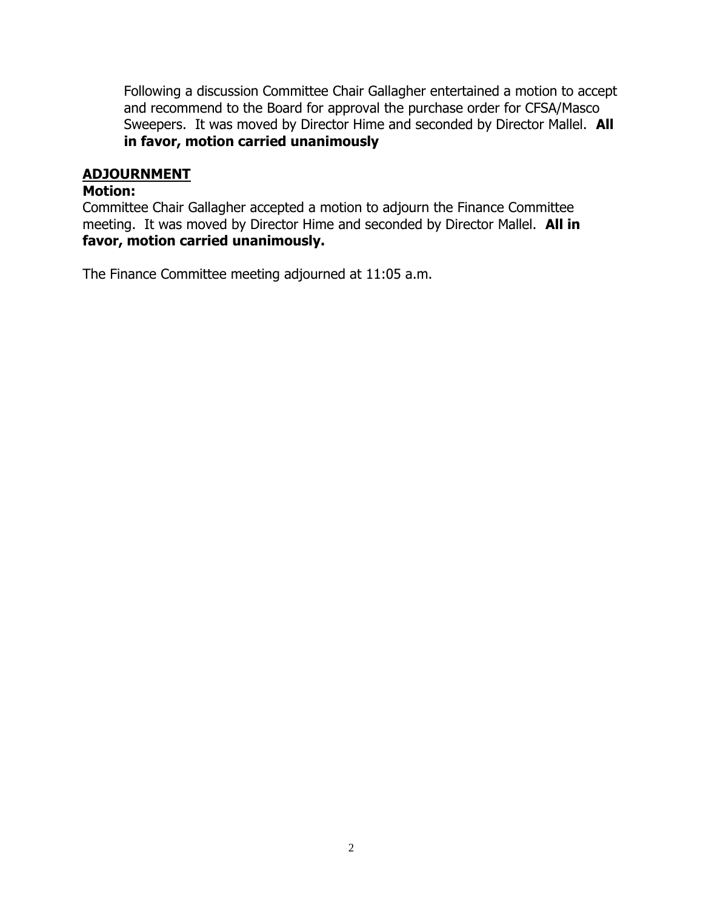Following a discussion Committee Chair Gallagher entertained a motion to accept and recommend to the Board for approval the purchase order for CFSA/Masco Sweepers. It was moved by Director Hime and seconded by Director Mallel. **All in favor, motion carried unanimously**

**ADJOURNMENT**

**Motion:**

Committee Chair Gallagher accepted a motion to adjourn the Finance Committee meeting. It was moved by Director Hime and seconded by Director Mallel. **All in favor, motion carried unanimously.**

The Finance Committee meeting adjourned at 11:05 a.m.